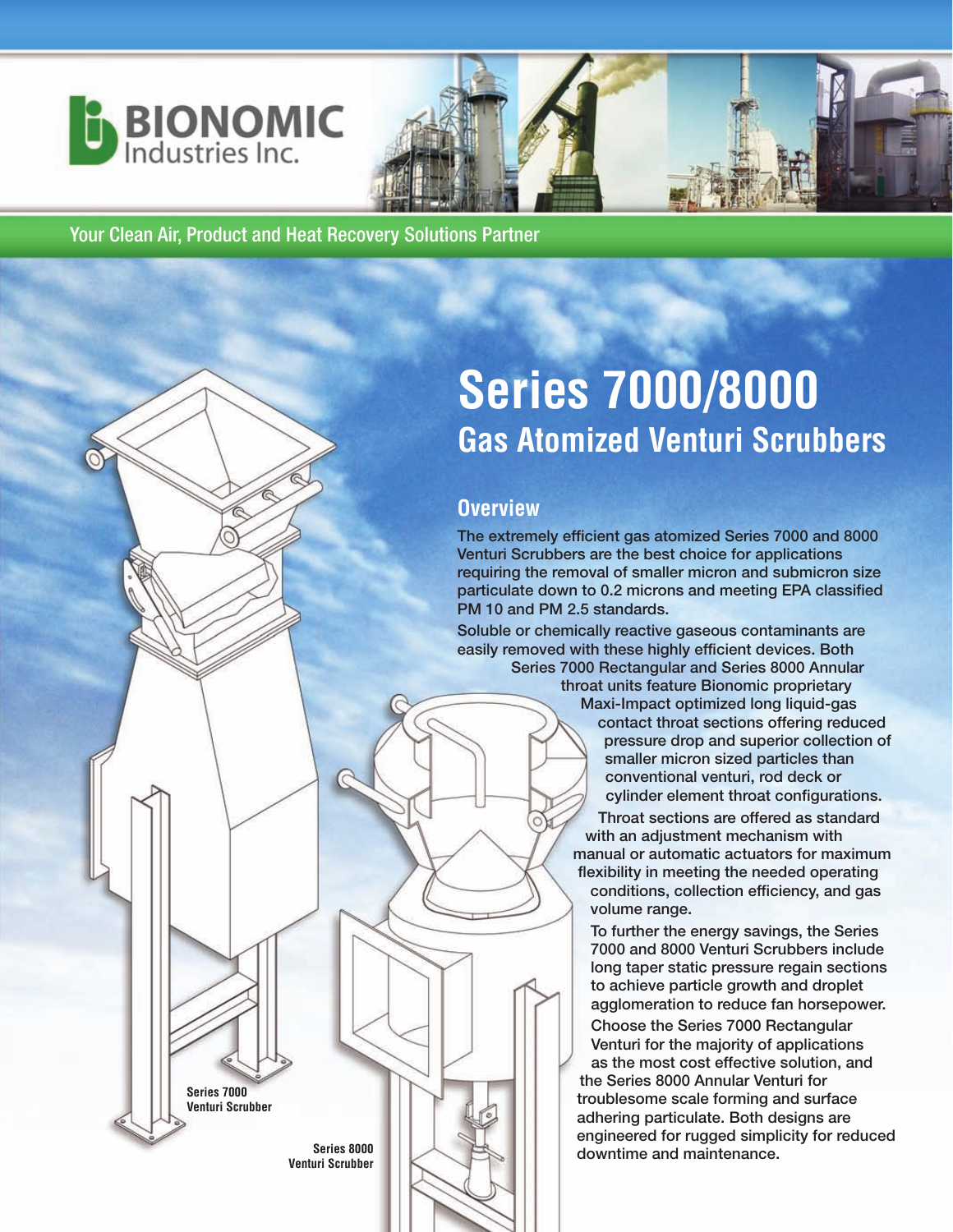# BIONOMIC Industries Inc.

Your Clean Air, Product and Heat Recovery Solutions Partner

# Series 7000/8000

## Gas Atomized Venturi Scrubbers

### Overview

**The extremely efficient gas atomized Series 7000 and 8000 Venturi Scrubbers are the best choice for applications requiring the removal of smaller micron and submicron size particulate down to 0.2 microns and meeting EPA classified PM 10 and PM 2.5 standards.**

**Soluble or chemically reactive gaseous contaminants are easily removed with these highly efficient devices. Both Series 7000 Rectangular and Series 8000 Annular throat units feature Bionomic proprietary Maxi-Impact optimized long liquid-gas contact throat sections offering reduced pressure drop and superior collection of smaller micron sized particles than conventional venturi, rod deck or cylinder element throat configurations.**

**Throat sections are offered as standard with an adjustment mechanism with manual or automatic actuators for maximum flexibility in meeting the needed operating conditions, collection efficiency, and gas volume range.**

**To further the energy savings, the Series 7000 and 8000 Venturi Scrubbers include long taper static pressure regain sections to achieve particle growth and droplet agglomeration to reduce fan horsepower.**

**Choose the Series 7000 Rectangular Venturi for the majority of applications as the most cost effective solution, and the Series 8000 Annular Venturi for troublesome scale forming and surface adhering particulate. Both designs are engineered for rugged simplicity for reduced downtime and maintenance.**

**Series 7000 Venturi Scrubber**

**Series 8000 Venturi Scrubber**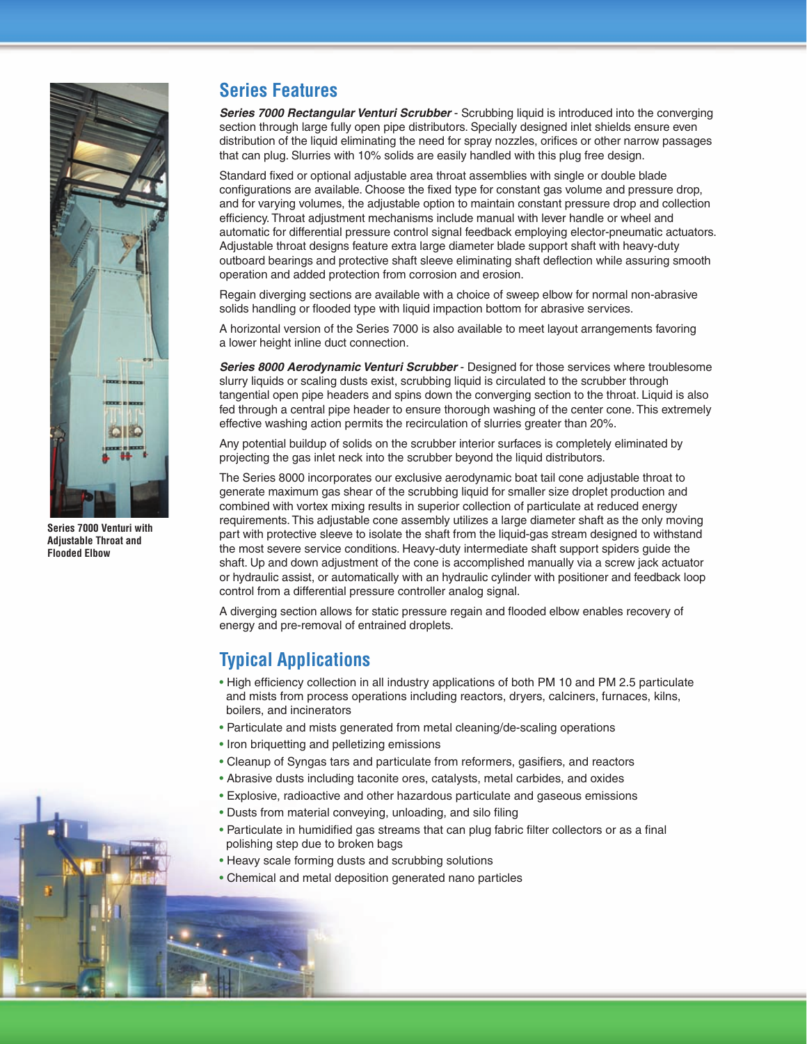Series 7000 Venturi with Adjustable Throat and Flooded Elbow

## Series Features

***Series 7000 Rectangular Venturi Scrubber*** - Scrubbing liquid is introduced into the converging section through large fully open pipe distributors. Specially designed inlet shields ensure even distribution of the liquid eliminating the need for spray nozzles, orifices or other narrow passages that can plug. Slurries with 10% solids are easily handled with this plug free design.

Standard fixed or optional adjustable area throat assemblies with single or double blade configurations are available. Choose the fixed type for constant gas volume and pressure drop, and for varying volumes, the adjustable option to maintain constant pressure drop and collection efficiency. Throat adjustment mechanisms include manual with lever handle or wheel and automatic for differential pressure control signal feedback employing elector-pneumatic actuators. Adjustable throat designs feature extra large diameter blade support shaft with heavy-duty outboard bearings and protective shaft sleeve eliminating shaft deflection while assuring smooth operation and added protection from corrosion and erosion.

Regain diverging sections are available with a choice of sweep elbow for normal non-abrasive solids handling or flooded type with liquid impaction bottom for abrasive services.

A horizontal version of the Series 7000 is also available to meet layout arrangements favoring a lower height inline duct connection.

***Series 8000 Aerodynamic Venturi Scrubber*** - Designed for those services where troublesome slurry liquids or scaling dusts exist, scrubbing liquid is circulated to the scrubber through tangential open pipe headers and spins down the converging section to the throat. Liquid is also fed through a central pipe header to ensure thorough washing of the center cone. This extremely effective washing action permits the recirculation of slurries greater than 20%.

Any potential buildup of solids on the scrubber interior surfaces is completely eliminated by projecting the gas inlet neck into the scrubber beyond the liquid distributors.

The Series 8000 incorporates our exclusive aerodynamic boat tail cone adjustable throat to generate maximum gas shear of the scrubbing liquid for smaller size droplet production and combined with vortex mixing results in superior collection of particulate at reduced energy requirements. This adjustable cone assembly utilizes a large diameter shaft as the only moving part with protective sleeve to isolate the shaft from the liquid-gas stream designed to withstand the most severe service conditions. Heavy-duty intermediate shaft support spiders guide the shaft. Up and down adjustment of the cone is accomplished manually via a screw jack actuator or hydraulic assist, or automatically with an hydraulic cylinder with positioner and feedback loop control from a differential pressure controller analog signal.

A diverging section allows for static pressure regain and flooded elbow enables recovery of energy and pre-removal of entrained droplets.

## Typical Applications

- High efficiency collection in all industry applications of both PM 10 and PM 2.5 particulate and mists from process operations including reactors, dryers, calciners, furnaces, kilns, boilers, and incinerators
- Particulate and mists generated from metal cleaning/de-scaling operations
- Iron briquetting and pelletizing emissions
- Cleanup of Syngas tars and particulate from reformers, gasifiers, and reactors
- Abrasive dusts including taconite ores, catalysts, metal carbides, and oxides
- Explosive, radioactive and other hazardous particulate and gaseous emissions
- Dusts from material conveying, unloading, and silo filing
- Particulate in humidified gas streams that can plug fabric filter collectors or as a final polishing step due to broken bags
- Heavy scale forming dusts and scrubbing solutions
- Chemical and metal deposition generated nano particles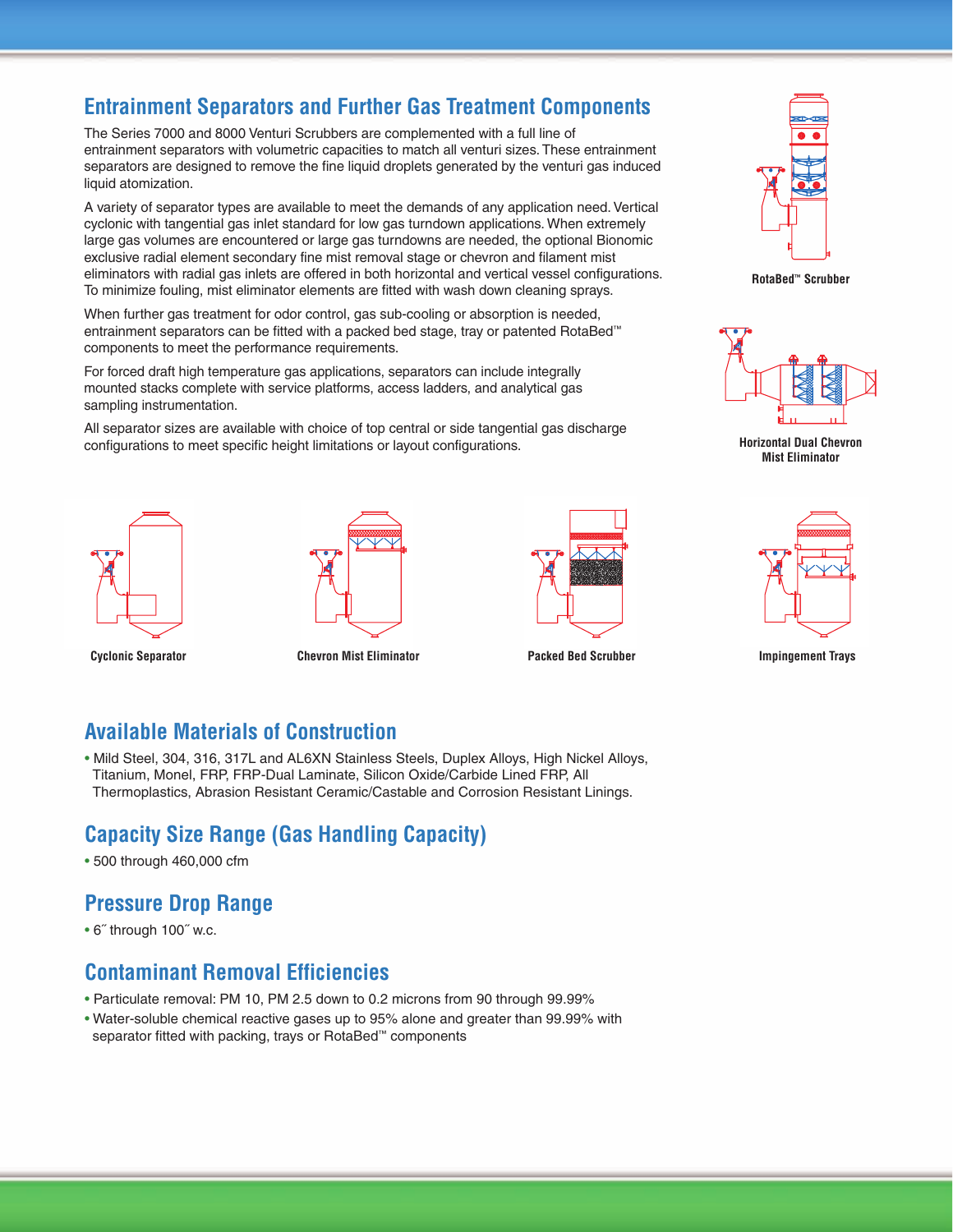## Entrainment Separators and Further Gas Treatment Components

The Series 7000 and 8000 Venturi Scrubbers are complemented with a full line of entrainment separators with volumetric capacities to match all venturi sizes. These entrainment separators are designed to remove the fine liquid droplets generated by the venturi gas induced liquid atomization.

A variety of separator types are available to meet the demands of any application need. Vertical cyclonic with tangential gas inlet standard for low gas turndown applications. When extremely large gas volumes are encountered or large gas turndowns are needed, the optional Bionomic exclusive radial element secondary fine mist removal stage or chevron and filament mist eliminators with radial gas inlets are offered in both horizontal and vertical vessel configurations. To minimize fouling, mist eliminator elements are fitted with wash down cleaning sprays.

When further gas treatment for odor control, gas sub-cooling or absorption is needed, entrainment separators can be fitted with a packed bed stage, tray or patented RotaBed™ components to meet the performance requirements.

For forced draft high temperature gas applications, separators can include integrally mounted stacks complete with service platforms, access ladders, and analytical gas sampling instrumentation.

All separator sizes are available with choice of top central or side tangential gas discharge configurations to meet specific height limitations or layout configurations.

RotaBed™ Scrubber

Horizontal Dual Chevron Mist Eliminator

Cyclonic Separator

Chevron Mist Eliminator

Packed Bed Scrubber

Impingement Trays

## Available Materials of Construction

- Mild Steel, 304, 316, 317L and AL6XN Stainless Steels, Duplex Alloys, High Nickel Alloys, Titanium, Monel, FRP, FRP-Dual Laminate, Silicon Oxide/Carbide Lined FRP, All Thermoplastics, Abrasion Resistant Ceramic/Castable and Corrosion Resistant Linings.

## Capacity Size Range (Gas Handling Capacity)

- 500 through 460,000 cfm

## Pressure Drop Range

- 6˝ through 100˝ w.c.

## Contaminant Removal Efficiencies

- Particulate removal: PM 10, PM 2.5 down to 0.2 microns from 90 through 99.99%
- Water-soluble chemical reactive gases up to 95% alone and greater than 99.99% with separator fitted with packing, trays or RotaBed™ components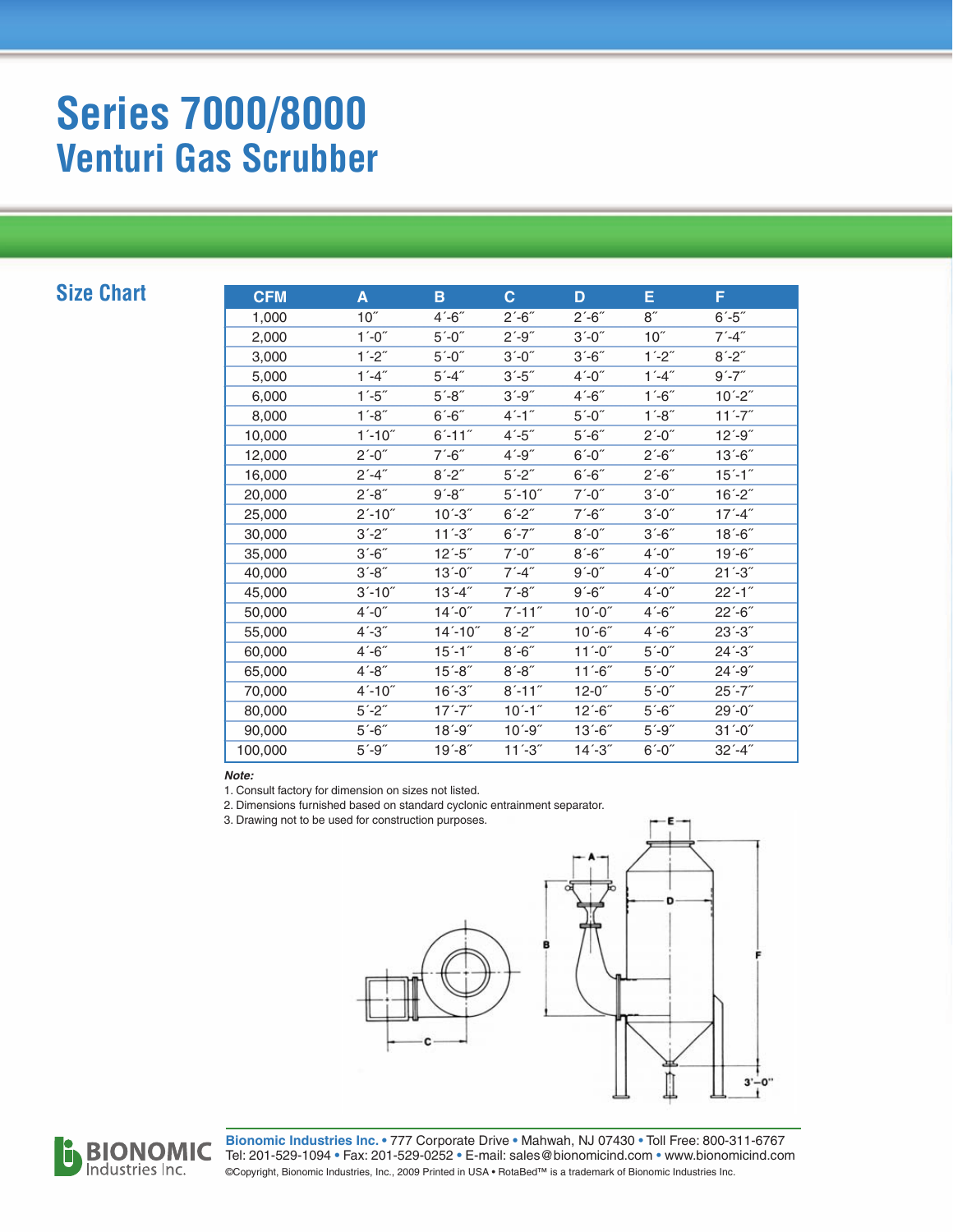# Series 7000/8000
## Venturi Gas Scrubber

### Size Chart

| CFM | A | B | C | D | E | F |
|---|---|---|---|---|---|---|
| 1,000 | 10″ | 4′-6″ | 2′-6″ | 2′-6″ | 8″ | 6′-5″ |
| 2,000 | 1′-0″ | 5′-0″ | 2′-9″ | 3′-0″ | 10″ | 7′-4″ |
| 3,000 | 1′-2″ | 5′-0″ | 3′-0″ | 3′-6″ | 1′-2″ | 8′-2″ |
| 5,000 | 1′-4″ | 5′-4″ | 3′-5″ | 4′-0″ | 1′-4″ | 9′-7″ |
| 6,000 | 1′-5″ | 5′-8″ | 3′-9″ | 4′-6″ | 1′-6″ | 10′-2″ |
| 8,000 | 1′-8″ | 6′-6″ | 4′-1″ | 5′-0″ | 1′-8″ | 11′-7″ |
| 10,000 | 1′-10″ | 6′-11″ | 4′-5″ | 5′-6″ | 2′-0″ | 12′-9″ |
| 12,000 | 2′-0″ | 7′-6″ | 4′-9″ | 6′-0″ | 2′-6″ | 13′-6″ |
| 16,000 | 2′-4″ | 8′-2″ | 5′-2″ | 6′-6″ | 2′-6″ | 15′-1″ |
| 20,000 | 2′-8″ | 9′-8″ | 5′-10″ | 7′-0″ | 3′-0″ | 16′-2″ |
| 25,000 | 2′-10″ | 10′-3″ | 6′-2″ | 7′-6″ | 3′-0″ | 17′-4″ |
| 30,000 | 3′-2″ | 11′-3″ | 6′-7″ | 8′-0″ | 3′-6″ | 18′-6″ |
| 35,000 | 3′-6″ | 12′-5″ | 7′-0″ | 8′-6″ | 4′-0″ | 19′-6″ |
| 40,000 | 3′-8″ | 13′-0″ | 7′-4″ | 9′-0″ | 4′-0″ | 21′-3″ |
| 45,000 | 3′-10″ | 13′-4″ | 7′-8″ | 9′-6″ | 4′-0″ | 22′-1″ |
| 50,000 | 4′-0″ | 14′-0″ | 7′-11″ | 10′-0″ | 4′-6″ | 22′-6″ |
| 55,000 | 4′-3″ | 14′-10″ | 8′-2″ | 10′-6″ | 4′-6″ | 23′-3″ |
| 60,000 | 4′-6″ | 15′-1″ | 8′-6″ | 11′-0″ | 5′-0″ | 24′-3″ |
| 65,000 | 4′-8″ | 15′-8″ | 8′-8″ | 11′-6″ | 5′-0″ | 24′-9″ |
| 70,000 | 4′-10″ | 16′-3″ | 8′-11″ | 12-0″ | 5′-0″ | 25′-7″ |
| 80,000 | 5′-2″ | 17′-7″ | 10′-1″ | 12′-6″ | 5′-6″ | 29′-0″ |
| 90,000 | 5′-6″ | 18′-9″ | 10′-9″ | 13′-6″ | 5′-9″ | 31′-0″ |
| 100,000 | 5′-9″ | 19′-8″ | 11′-3″ | 14′-3″ | 6′-0″ | 32′-4″ |

***Note:***

1. Consult factory for dimension on sizes not listed.
2. Dimensions furnished based on standard cyclonic entrainment separator.
3. Drawing not to be used for construction purposes.

E
A
D
B
F
C
3′–0″

**Bionomic Industries Inc.** • 777 Corporate Drive • Mahwah, NJ 07430 • Toll Free: 800-311-6767
Tel: 201-529-1094 • Fax: 201-529-0252 • E-mail: sales@bionomicind.com • www.bionomicind.com
©Copyright, Bionomic Industries, Inc., 2009 Printed in USA • RotaBed™ is a trademark of Bionomic Industries Inc.